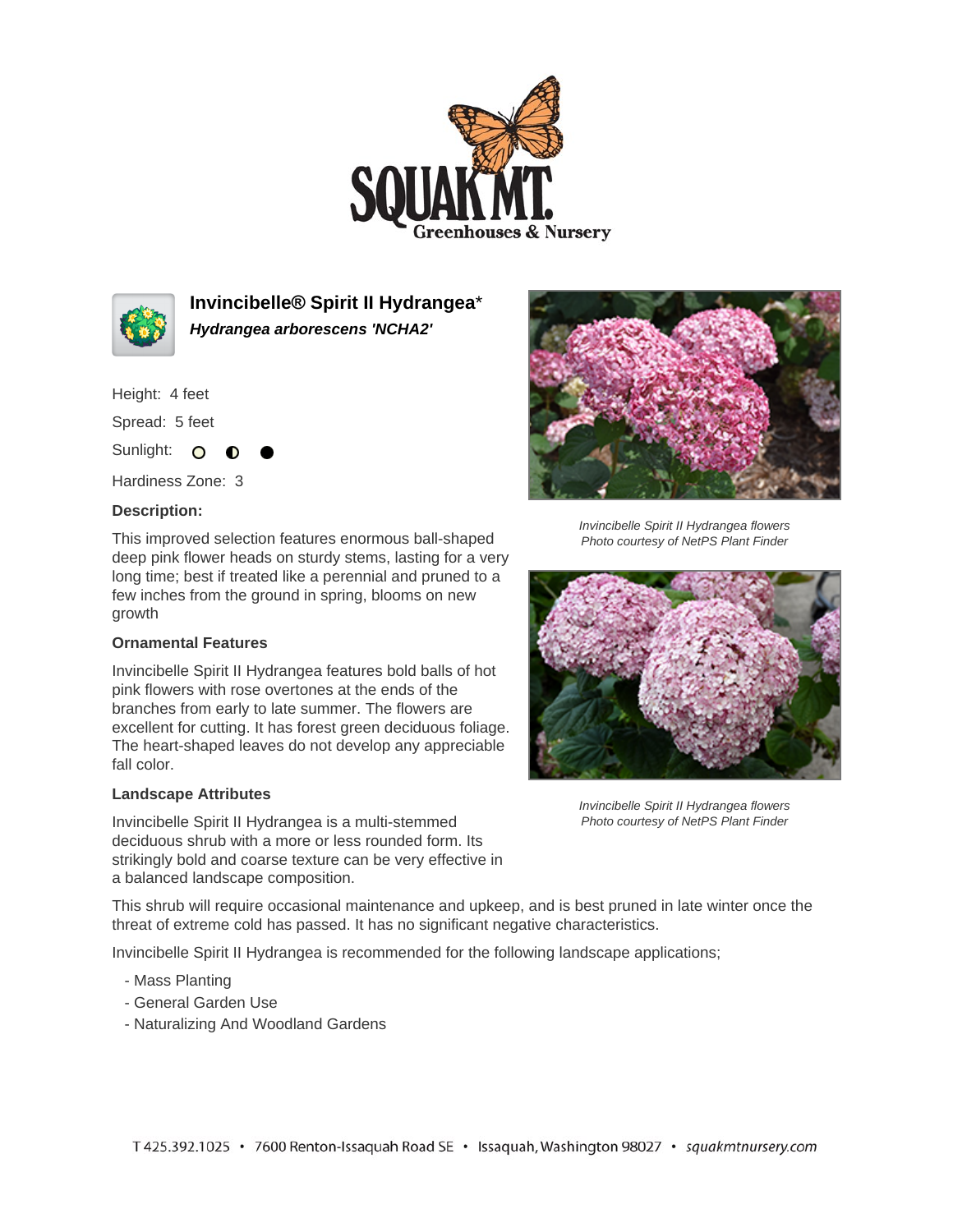# Invincibelle® Spirit II Hydrangea*

***Hydrangea arborescens 'NCHA2'***

Height: 4 feet

Spread: 5 feet

Sunlight: ○ ◐ ●

Hardiness Zone: 3

**Description:**

This improved selection features enormous ball-shaped deep pink flower heads on sturdy stems, lasting for a very long time; best if treated like a perennial and pruned to a few inches from the ground in spring, blooms on new growth

*Invincibelle Spirit II Hydrangea flowers*
*Photo courtesy of NetPS Plant Finder*

### Ornamental Features

Invincibelle Spirit II Hydrangea features bold balls of hot pink flowers with rose overtones at the ends of the branches from early to late summer. The flowers are excellent for cutting. It has forest green deciduous foliage. The heart-shaped leaves do not develop any appreciable fall color.

*Invincibelle Spirit II Hydrangea flowers*
*Photo courtesy of NetPS Plant Finder*

### Landscape Attributes

Invincibelle Spirit II Hydrangea is a multi-stemmed deciduous shrub with a more or less rounded form. Its strikingly bold and coarse texture can be very effective in a balanced landscape composition.

This shrub will require occasional maintenance and upkeep, and is best pruned in late winter once the threat of extreme cold has passed. It has no significant negative characteristics.

Invincibelle Spirit II Hydrangea is recommended for the following landscape applications;

- Mass Planting
- General Garden Use
- Naturalizing And Woodland Gardens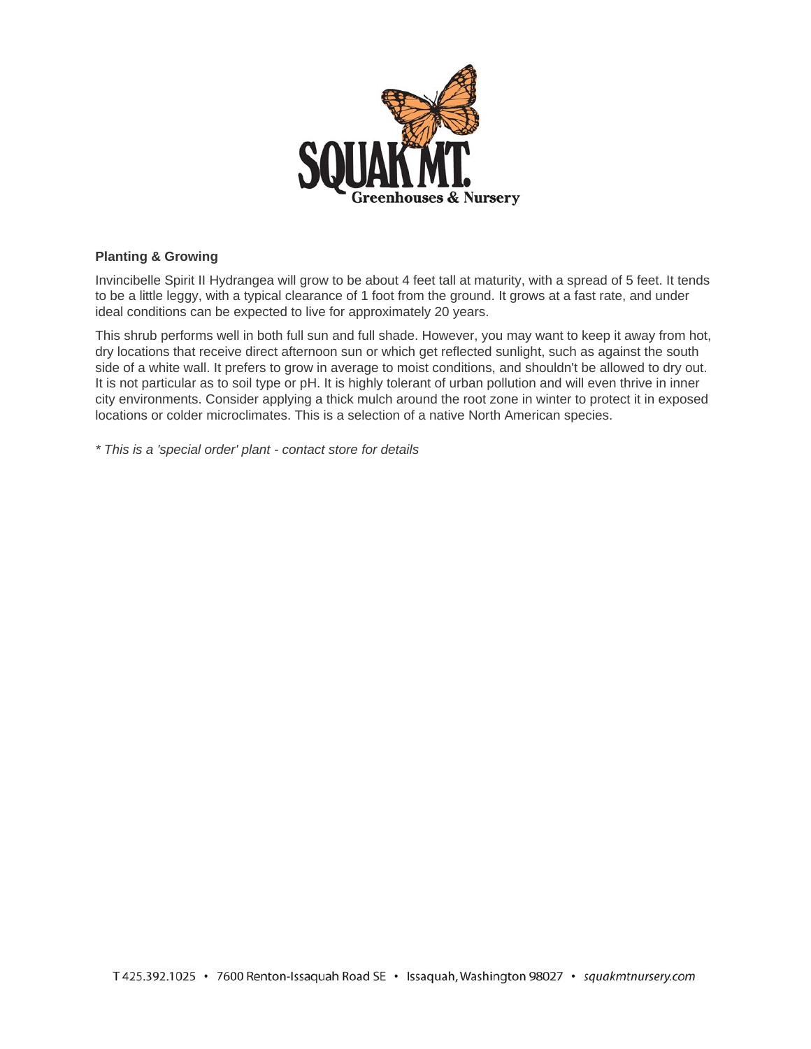**Planting & Growing**

Invincibelle Spirit II Hydrangea will grow to be about 4 feet tall at maturity, with a spread of 5 feet. It tends to be a little leggy, with a typical clearance of 1 foot from the ground. It grows at a fast rate, and under ideal conditions can be expected to live for approximately 20 years.

This shrub performs well in both full sun and full shade. However, you may want to keep it away from hot, dry locations that receive direct afternoon sun or which get reflected sunlight, such as against the south side of a white wall. It prefers to grow in average to moist conditions, and shouldn't be allowed to dry out. It is not particular as to soil type or pH. It is highly tolerant of urban pollution and will even thrive in inner city environments. Consider applying a thick mulch around the root zone in winter to protect it in exposed locations or colder microclimates. This is a selection of a native North American species.

*\* This is a 'special order' plant - contact store for details*